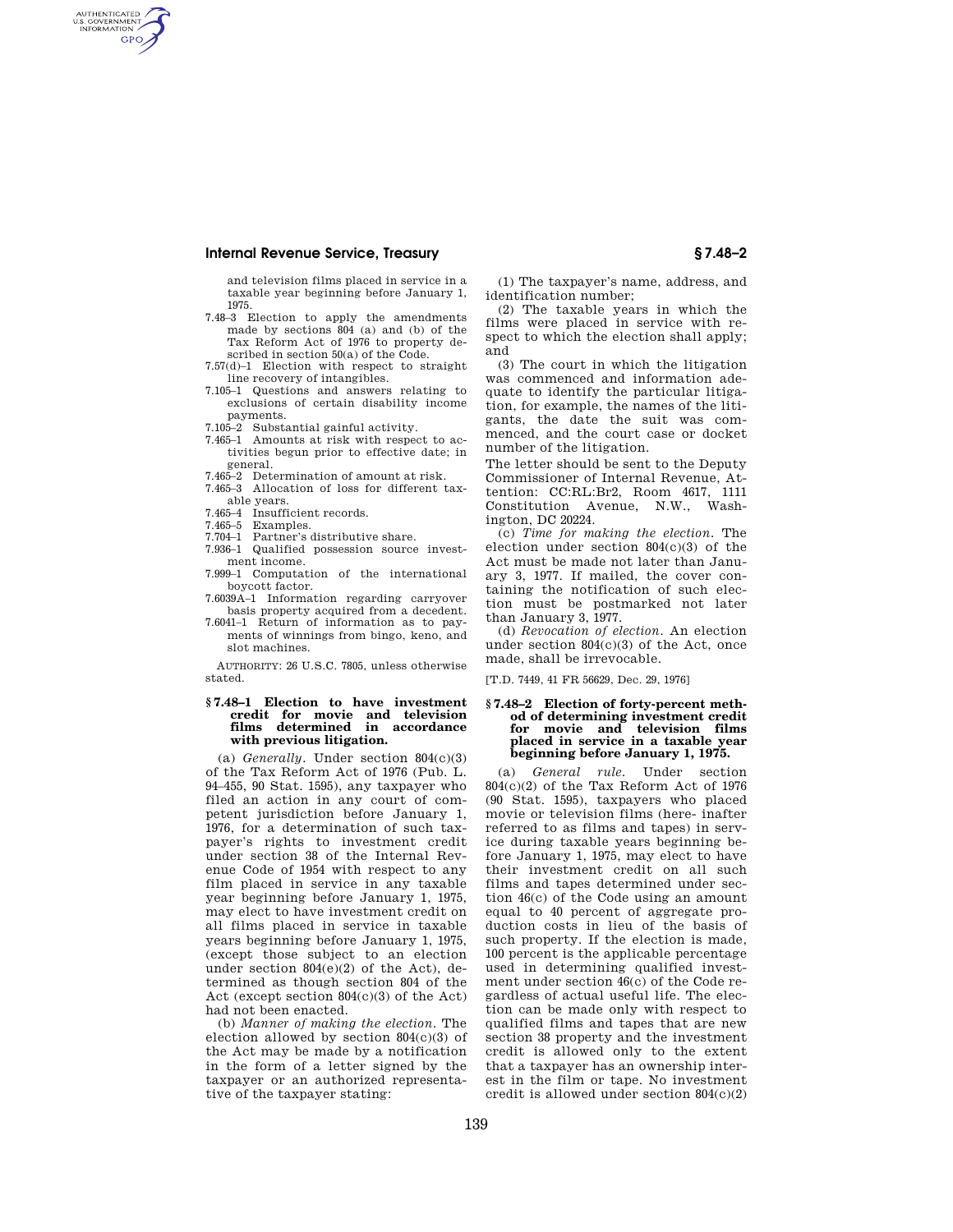and television films placed in service in a taxable year beginning before January 1, 1975.

7.48–3 Election to apply the amendments made by sections 804 (a) and (b) of the Tax Reform Act of 1976 to property described in section 50(a) of the Code.

7.57(d)–1 Election with respect to straight line recovery of intangibles.

7.105–1 Questions and answers relating to exclusions of certain disability income payments.

7.105–2 Substantial gainful activity.

7.465–1 Amounts at risk with respect to activities begun prior to effective date; in general.

7.465–2 Determination of amount at risk.

7.465–3 Allocation of loss for different taxable years.

7.465–4 Insufficient records.

7.465–5 Examples.

7.704–1 Partner's distributive share.

7.936–1 Qualified possession source investment income.

7.999–1 Computation of the international boycott factor.

7.6039A–1 Information regarding carryover basis property acquired from a decedent.

7.6041–1 Return of information as to payments of winnings from bingo, keno, and slot machines.

AUTHORITY: 26 U.S.C. 7805, unless otherwise stated.

### § 7.48–1 Election to have investment credit for movie and television films determined in accordance with previous litigation.

(a) *Generally.* Under section 804(c)(3) of the Tax Reform Act of 1976 (Pub. L. 94–455, 90 Stat. 1595), any taxpayer who filed an action in any court of competent jurisdiction before January 1, 1976, for a determination of such taxpayer's rights to investment credit under section 38 of the Internal Revenue Code of 1954 with respect to any film placed in service in any taxable year beginning before January 1, 1975, may elect to have investment credit on all films placed in service in taxable years beginning before January 1, 1975, (except those subject to an election under section 804(e)(2) of the Act), determined as though section 804 of the Act (except section 804(c)(3) of the Act) had not been enacted.

(b) *Manner of making the election.* The election allowed by section 804(c)(3) of the Act may be made by a notification in the form of a letter signed by the taxpayer or an authorized representative of the taxpayer stating:

(1) The taxpayer's name, address, and identification number;

(2) The taxable years in which the films were placed in service with respect to which the election shall apply; and

(3) The court in which the litigation was commenced and information adequate to identify the particular litigation, for example, the names of the litigants, the date the suit was commenced, and the court case or docket number of the litigation.

The letter should be sent to the Deputy Commissioner of Internal Revenue, Attention: CC:RL:Br2, Room 4617, 1111 Constitution Avenue, N.W., Washington, DC 20224.

(c) *Time for making the election.* The election under section 804(c)(3) of the Act must be made not later than January 3, 1977. If mailed, the cover containing the notification of such election must be postmarked not later than January 3, 1977.

(d) *Revocation of election.* An election under section 804(c)(3) of the Act, once made, shall be irrevocable.

[T.D. 7449, 41 FR 56629, Dec. 29, 1976]

### § 7.48–2 Election of forty-percent method of determining investment credit for movie and television films placed in service in a taxable year beginning before January 1, 1975.

(a) *General rule.* Under section 804(c)(2) of the Tax Reform Act of 1976 (90 Stat. 1595), taxpayers who placed movie or television films (here- inafter referred to as films and tapes) in service during taxable years beginning before January 1, 1975, may elect to have their investment credit on all such films and tapes determined under section 46(c) of the Code using an amount equal to 40 percent of aggregate production costs in lieu of the basis of such property. If the election is made, 100 percent is the applicable percentage used in determining qualified investment under section 46(c) of the Code regardless of actual useful life. The election can be made only with respect to qualified films and tapes that are new section 38 property and the investment credit is allowed only to the extent that a taxpayer has an ownership interest in the film or tape. No investment credit is allowed under section 804(c)(2)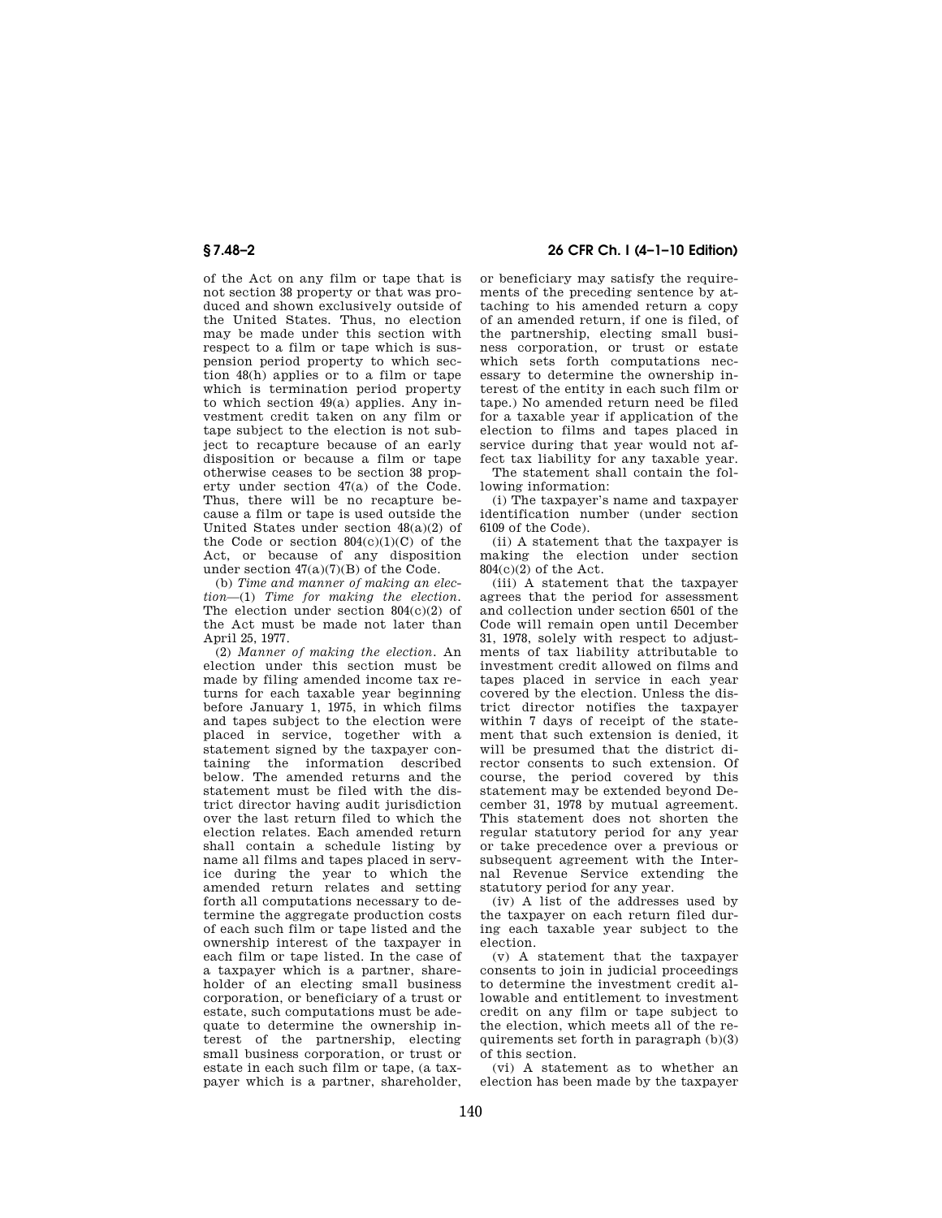of the Act on any film or tape that is not section 38 property or that was produced and shown exclusively outside of the United States. Thus, no election may be made under this section with respect to a film or tape which is suspension period property to which section 48(h) applies or to a film or tape which is termination period property to which section 49(a) applies. Any investment credit taken on any film or tape subject to the election is not subject to recapture because of an early disposition or because a film or tape otherwise ceases to be section 38 property under section 47(a) of the Code. Thus, there will be no recapture because a film or tape is used outside the United States under section 48(a)(2) of the Code or section 804(c)(1)(C) of the Act, or because of any disposition under section 47(a)(7)(B) of the Code.

(b) *Time and manner of making an election*—(1) *Time for making the election.* The election under section 804(c)(2) of the Act must be made not later than April 25, 1977.

(2) *Manner of making the election.* An election under this section must be made by filing amended income tax returns for each taxable year beginning before January 1, 1975, in which films and tapes subject to the election were placed in service, together with a statement signed by the taxpayer containing the information described below. The amended returns and the statement must be filed with the district director having audit jurisdiction over the last return filed to which the election relates. Each amended return shall contain a schedule listing by name all films and tapes placed in service during the year to which the amended return relates and setting forth all computations necessary to determine the aggregate production costs of each such film or tape listed and the ownership interest of the taxpayer in each film or tape listed. In the case of a taxpayer which is a partner, shareholder of an electing small business corporation, or beneficiary of a trust or estate, such computations must be adequate to determine the ownership interest of the partnership, electing small business corporation, or trust or estate in each such film or tape, (a taxpayer which is a partner, shareholder, or beneficiary may satisfy the requirements of the preceding sentence by attaching to his amended return a copy of an amended return, if one is filed, of the partnership, electing small business corporation, or trust or estate which sets forth computations necessary to determine the ownership interest of the entity in each such film or tape.) No amended return need be filed for a taxable year if application of the election to films and tapes placed in service during that year would not affect tax liability for any taxable year.

The statement shall contain the following information:

(i) The taxpayer's name and taxpayer identification number (under section 6109 of the Code).

(ii) A statement that the taxpayer is making the election under section 804(c)(2) of the Act.

(iii) A statement that the taxpayer agrees that the period for assessment and collection under section 6501 of the Code will remain open until December 31, 1978, solely with respect to adjustments of tax liability attributable to investment credit allowed on films and tapes placed in service in each year covered by the election. Unless the district director notifies the taxpayer within 7 days of receipt of the statement that such extension is denied, it will be presumed that the district director consents to such extension. Of course, the period covered by this statement may be extended beyond December 31, 1978 by mutual agreement. This statement does not shorten the regular statutory period for any year or take precedence over a previous or subsequent agreement with the Internal Revenue Service extending the statutory period for any year.

(iv) A list of the addresses used by the taxpayer on each return filed during each taxable year subject to the election.

(v) A statement that the taxpayer consents to join in judicial proceedings to determine the investment credit allowable and entitlement to investment credit on any film or tape subject to the election, which meets all of the requirements set forth in paragraph (b)(3) of this section.

(vi) A statement as to whether an election has been made by the taxpayer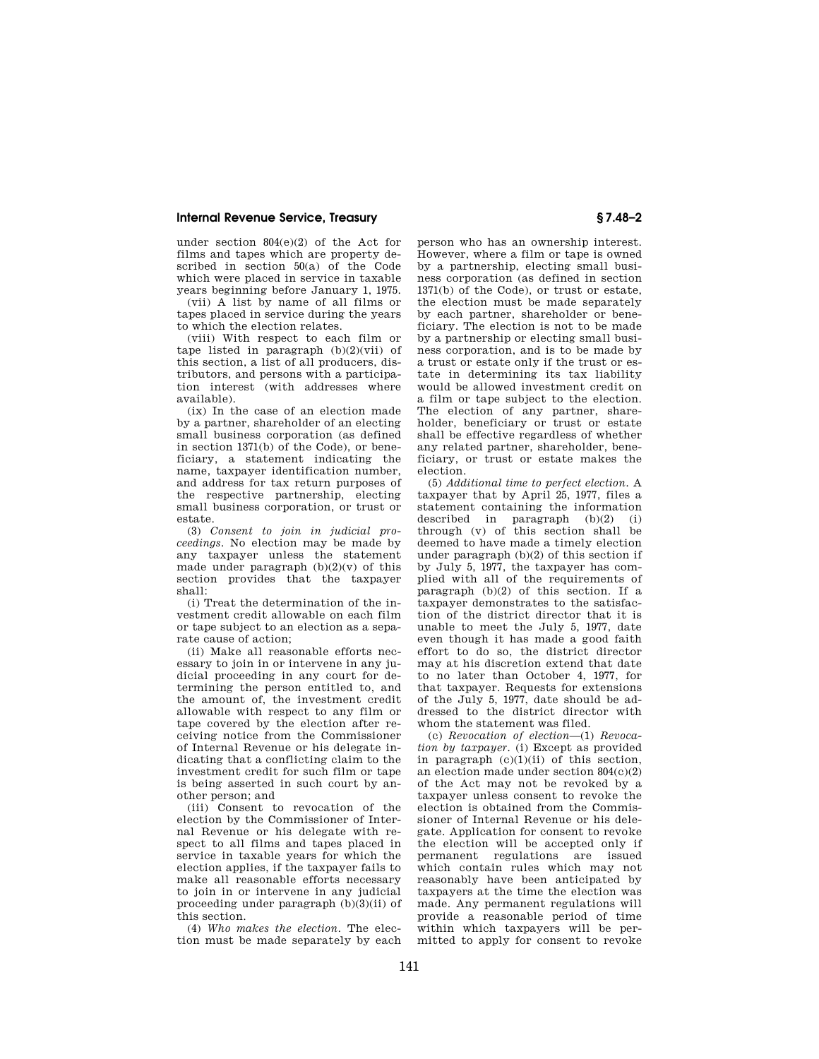under section 804(e)(2) of the Act for films and tapes which are property described in section 50(a) of the Code which were placed in service in taxable years beginning before January 1, 1975.

(vii) A list by name of all films or tapes placed in service during the years to which the election relates.

(viii) With respect to each film or tape listed in paragraph (b)(2)(vii) of this section, a list of all producers, distributors, and persons with a participation interest (with addresses where available).

(ix) In the case of an election made by a partner, shareholder of an electing small business corporation (as defined in section 1371(b) of the Code), or beneficiary, a statement indicating the name, taxpayer identification number, and address for tax return purposes of the respective partnership, electing small business corporation, or trust or estate.

(3) *Consent to join in judicial proceedings.* No election may be made by any taxpayer unless the statement made under paragraph (b)(2)(v) of this section provides that the taxpayer shall:

(i) Treat the determination of the investment credit allowable on each film or tape subject to an election as a separate cause of action;

(ii) Make all reasonable efforts necessary to join in or intervene in any judicial proceeding in any court for determining the person entitled to, and the amount of, the investment credit allowable with respect to any film or tape covered by the election after receiving notice from the Commissioner of Internal Revenue or his delegate indicating that a conflicting claim to the investment credit for such film or tape is being asserted in such court by another person; and

(iii) Consent to revocation of the election by the Commissioner of Internal Revenue or his delegate with respect to all films and tapes placed in service in taxable years for which the election applies, if the taxpayer fails to make all reasonable efforts necessary to join in or intervene in any judicial proceeding under paragraph (b)(3)(ii) of this section.

(4) *Who makes the election.* The election must be made separately by each person who has an ownership interest. However, where a film or tape is owned by a partnership, electing small business corporation (as defined in section 1371(b) of the Code), or trust or estate, the election must be made separately by each partner, shareholder or beneficiary. The election is not to be made by a partnership or electing small business corporation, and is to be made by a trust or estate only if the trust or estate in determining its tax liability would be allowed investment credit on a film or tape subject to the election. The election of any partner, shareholder, beneficiary or trust or estate shall be effective regardless of whether any related partner, shareholder, beneficiary, or trust or estate makes the election.

(5) *Additional time to perfect election.* A taxpayer that by April 25, 1977, files a statement containing the information described in paragraph (b)(2) (i) through (v) of this section shall be deemed to have made a timely election under paragraph (b)(2) of this section if by July 5, 1977, the taxpayer has complied with all of the requirements of paragraph (b)(2) of this section. If a taxpayer demonstrates to the satisfaction of the district director that it is unable to meet the July 5, 1977, date even though it has made a good faith effort to do so, the district director may at his discretion extend that date to no later than October 4, 1977, for that taxpayer. Requests for extensions of the July 5, 1977, date should be addressed to the district director with whom the statement was filed.

(c) *Revocation of election*—(1) *Revocation by taxpayer.* (i) Except as provided in paragraph (c)(1)(ii) of this section, an election made under section 804(c)(2) of the Act may not be revoked by a taxpayer unless consent to revoke the election is obtained from the Commissioner of Internal Revenue or his delegate. Application for consent to revoke the election will be accepted only if permanent regulations are issued which contain rules which may not reasonably have been anticipated by taxpayers at the time the election was made. Any permanent regulations will provide a reasonable period of time within which taxpayers will be permitted to apply for consent to revoke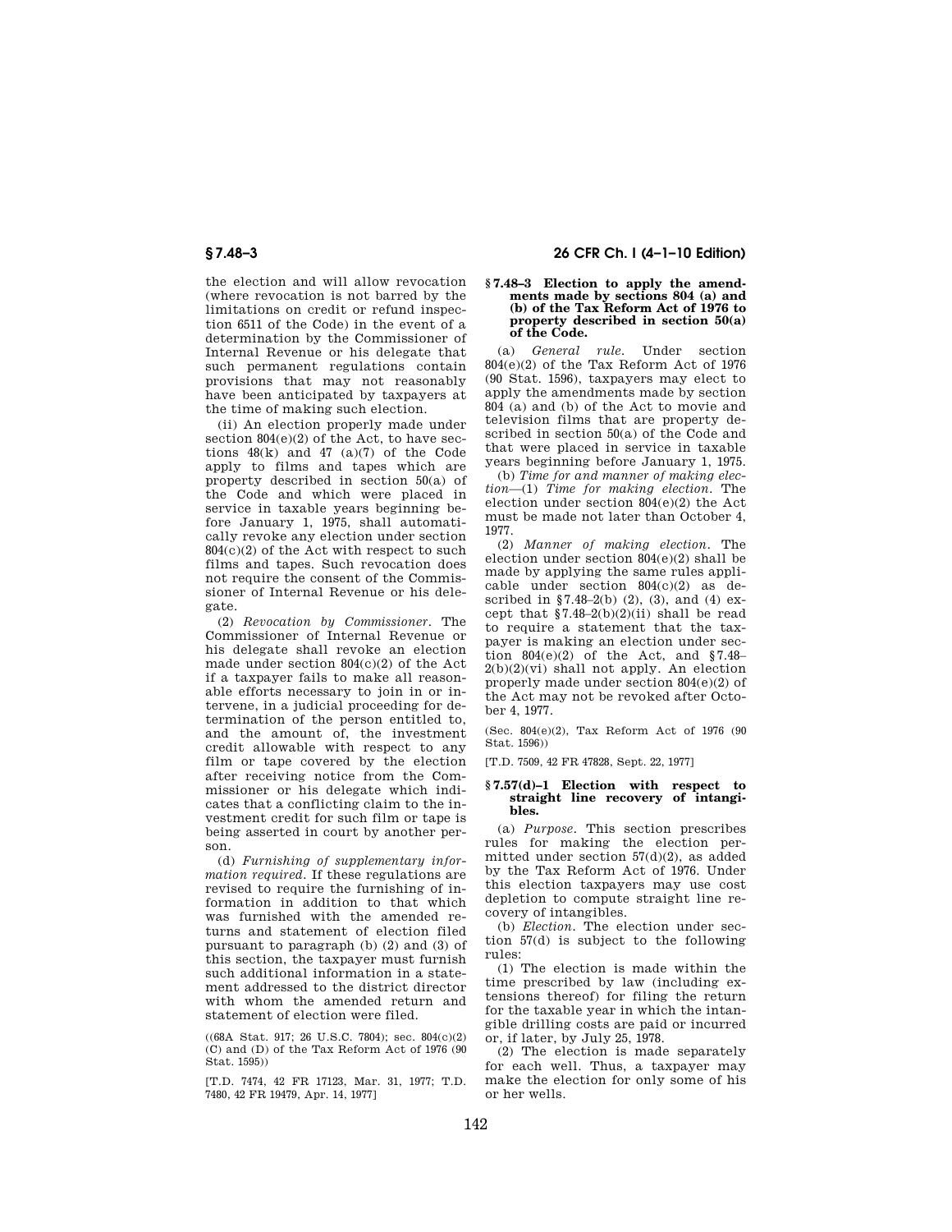the election and will allow revocation (where revocation is not barred by the limitations on credit or refund inspection 6511 of the Code) in the event of a determination by the Commissioner of Internal Revenue or his delegate that such permanent regulations contain provisions that may not reasonably have been anticipated by taxpayers at the time of making such election.

(ii) An election properly made under section 804(e)(2) of the Act, to have sections 48(k) and 47 (a)(7) of the Code apply to films and tapes which are property described in section 50(a) of the Code and which were placed in service in taxable years beginning before January 1, 1975, shall automatically revoke any election under section 804(c)(2) of the Act with respect to such films and tapes. Such revocation does not require the consent of the Commissioner of Internal Revenue or his delegate.

(2) *Revocation by Commissioner*. The Commissioner of Internal Revenue or his delegate shall revoke an election made under section 804(c)(2) of the Act if a taxpayer fails to make all reasonable efforts necessary to join in or intervene, in a judicial proceeding for determination of the person entitled to, and the amount of, the investment credit allowable with respect to any film or tape covered by the election after receiving notice from the Commissioner or his delegate which indicates that a conflicting claim to the investment credit for such film or tape is being asserted in court by another person.

(d) *Furnishing of supplementary information required*. If these regulations are revised to require the furnishing of information in addition to that which was furnished with the amended returns and statement of election filed pursuant to paragraph (b) (2) and (3) of this section, the taxpayer must furnish such additional information in a statement addressed to the district director with whom the amended return and statement of election were filed.

((68A Stat. 917; 26 U.S.C. 7804); sec. 804(c)(2) (C) and (D) of the Tax Reform Act of 1976 (90 Stat. 1595))

[T.D. 7474, 42 FR 17123, Mar. 31, 1977; T.D. 7480, 42 FR 19479, Apr. 14, 1977]

### § 7.48–3 Election to apply the amendments made by sections 804 (a) and (b) of the Tax Reform Act of 1976 to property described in section 50(a) of the Code.

(a) *General rule*. Under section 804(e)(2) of the Tax Reform Act of 1976 (90 Stat. 1596), taxpayers may elect to apply the amendments made by section 804 (a) and (b) of the Act to movie and television films that are property described in section 50(a) of the Code and that were placed in service in taxable years beginning before January 1, 1975.

(b) *Time for and manner of making election*—(1) *Time for making election*. The election under section 804(e)(2) the Act must be made not later than October 4, 1977.

(2) *Manner of making election*. The election under section 804(e)(2) shall be made by applying the same rules applicable under section 804(c)(2) as described in §7.48–2(b) (2), (3), and (4) except that §7.48–2(b)(2)(ii) shall be read to require a statement that the taxpayer is making an election under section 804(e)(2) of the Act, and §7.48–2(b)(2)(vi) shall not apply. An election properly made under section 804(e)(2) of the Act may not be revoked after October 4, 1977.

(Sec. 804(e)(2), Tax Reform Act of 1976 (90 Stat. 1596))

[T.D. 7509, 42 FR 47828, Sept. 22, 1977]

### § 7.57(d)–1 Election with respect to straight line recovery of intangibles.

(a) *Purpose*. This section prescribes rules for making the election permitted under section 57(d)(2), as added by the Tax Reform Act of 1976. Under this election taxpayers may use cost depletion to compute straight line recovery of intangibles.

(b) *Election*. The election under section 57(d) is subject to the following rules:

(1) The election is made within the time prescribed by law (including extensions thereof) for filing the return for the taxable year in which the intangible drilling costs are paid or incurred or, if later, by July 25, 1978.

(2) The election is made separately for each well. Thus, a taxpayer may make the election for only some of his or her wells.